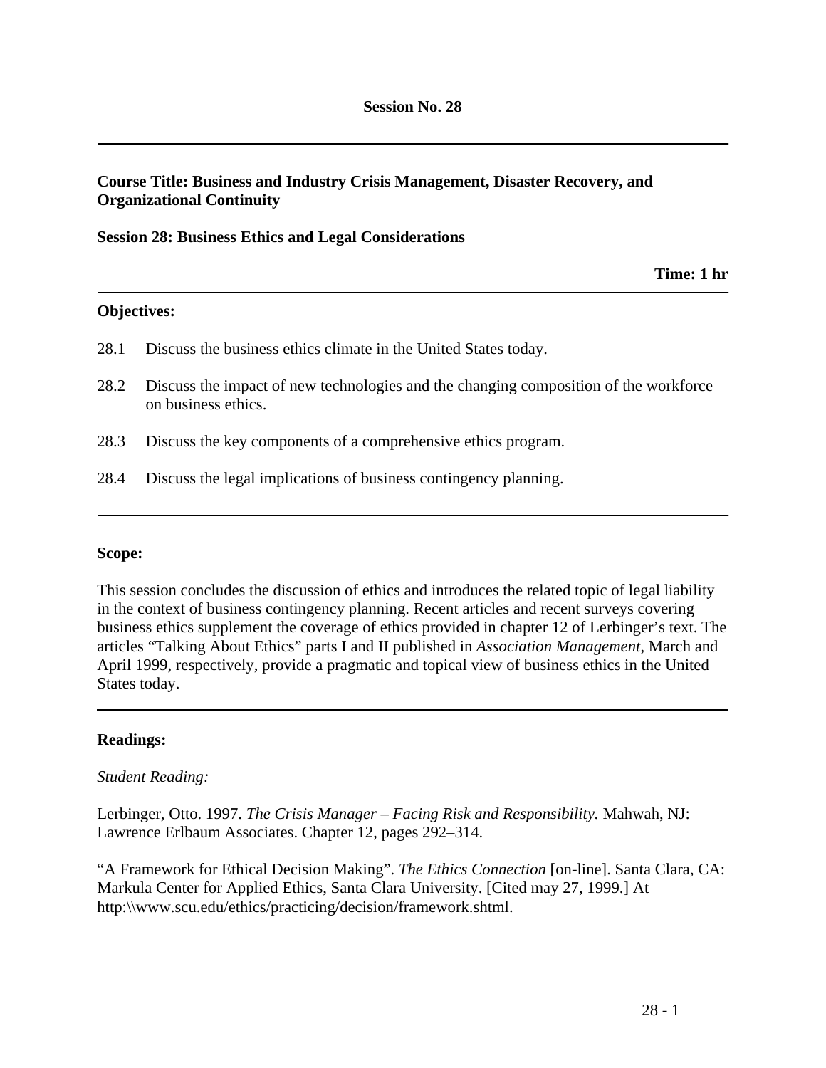**Session No. 28**

---

**Course Title: Business and Industry Crisis Management, Disaster Recovery, and Organizational Continuity**

**Session 28: Business Ethics and Legal Considerations**

**Time: 1 hr**

---

**Objectives:**

28.1 Discuss the business ethics climate in the United States today.

28.2 Discuss the impact of new technologies and the changing composition of the workforce on business ethics.

28.3 Discuss the key components of a comprehensive ethics program.

28.4 Discuss the legal implications of business contingency planning.

---

**Scope:**

This session concludes the discussion of ethics and introduces the related topic of legal liability in the context of business contingency planning. Recent articles and recent surveys covering business ethics supplement the coverage of ethics provided in chapter 12 of Lerbinger's text. The articles "Talking About Ethics" parts I and II published in *Association Management*, March and April 1999, respectively, provide a pragmatic and topical view of business ethics in the United States today.

---

**Readings:**

*Student Reading:*

Lerbinger, Otto. 1997. *The Crisis Manager – Facing Risk and Responsibility*. Mahwah, NJ: Lawrence Erlbaum Associates. Chapter 12, pages 292–314.

"A Framework for Ethical Decision Making". *The Ethics Connection* [on-line]. Santa Clara, CA: Markula Center for Applied Ethics, Santa Clara University. [Cited may 27, 1999.] At http:\\www.scu.edu/ethics/practicing/decision/framework.shtml.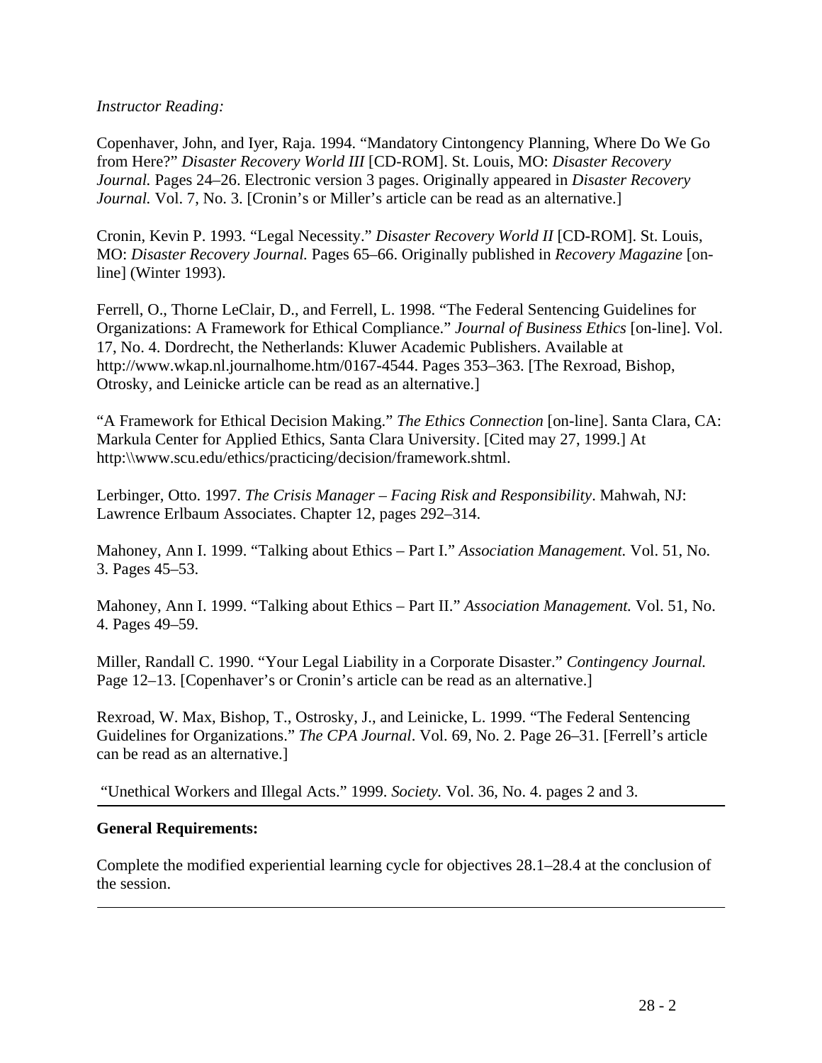*Instructor Reading:*

Copenhaver, John, and Iyer, Raja. 1994. "Mandatory Cintongency Planning, Where Do We Go from Here?" *Disaster Recovery World III* [CD-ROM]. St. Louis, MO: *Disaster Recovery Journal.* Pages 24–26. Electronic version 3 pages. Originally appeared in *Disaster Recovery Journal.* Vol. 7, No. 3. [Cronin's or Miller's article can be read as an alternative.]

Cronin, Kevin P. 1993. "Legal Necessity." *Disaster Recovery World II* [CD-ROM]. St. Louis, MO: *Disaster Recovery Journal.* Pages 65–66. Originally published in *Recovery Magazine* [on-line] (Winter 1993).

Ferrell, O., Thorne LeClair, D., and Ferrell, L. 1998. "The Federal Sentencing Guidelines for Organizations: A Framework for Ethical Compliance." *Journal of Business Ethics* [on-line]. Vol. 17, No. 4. Dordrecht, the Netherlands: Kluwer Academic Publishers. Available at http://www.wkap.nl.journalhome.htm/0167-4544. Pages 353–363. [The Rexroad, Bishop, Otrosky, and Leinicke article can be read as an alternative.]

"A Framework for Ethical Decision Making." *The Ethics Connection* [on-line]. Santa Clara, CA: Markula Center for Applied Ethics, Santa Clara University. [Cited may 27, 1999.] At http:\\www.scu.edu/ethics/practicing/decision/framework.shtml.

Lerbinger, Otto. 1997. *The Crisis Manager – Facing Risk and Responsibility*. Mahwah, NJ: Lawrence Erlbaum Associates. Chapter 12, pages 292–314.

Mahoney, Ann I. 1999. "Talking about Ethics – Part I." *Association Management.* Vol. 51, No. 3. Pages 45–53.

Mahoney, Ann I. 1999. "Talking about Ethics – Part II." *Association Management.* Vol. 51, No. 4. Pages 49–59.

Miller, Randall C. 1990. "Your Legal Liability in a Corporate Disaster." *Contingency Journal.* Page 12–13. [Copenhaver's or Cronin's article can be read as an alternative.]

Rexroad, W. Max, Bishop, T., Ostrosky, J., and Leinicke, L. 1999. "The Federal Sentencing Guidelines for Organizations." *The CPA Journal*. Vol. 69, No. 2. Page 26–31. [Ferrell's article can be read as an alternative.]

"Unethical Workers and Illegal Acts." 1999. *Society.* Vol. 36, No. 4. pages 2 and 3.

---

**General Requirements:**

Complete the modified experiential learning cycle for objectives 28.1–28.4 at the conclusion of the session.

---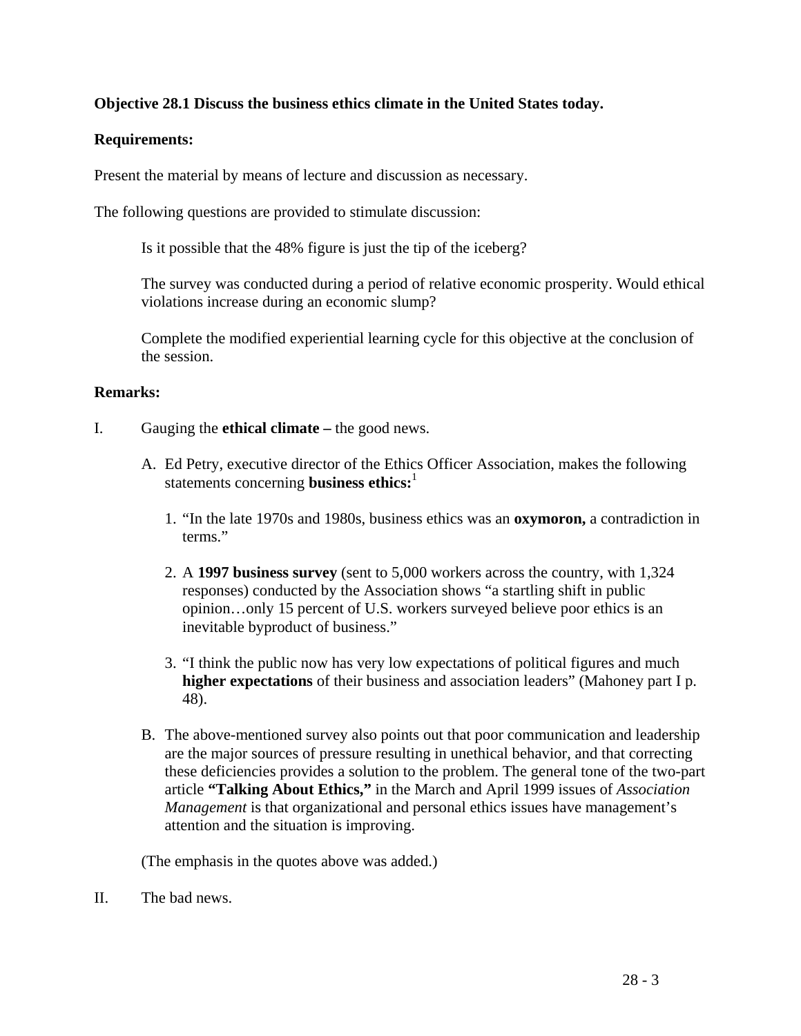**Objective 28.1 Discuss the business ethics climate in the United States today.**

**Requirements:**

Present the material by means of lecture and discussion as necessary.

The following questions are provided to stimulate discussion:

> Is it possible that the 48% figure is just the tip of the iceberg?
>
> The survey was conducted during a period of relative economic prosperity. Would ethical violations increase during an economic slump?
>
> Complete the modified experiential learning cycle for this objective at the conclusion of the session.

**Remarks:**

I. Gauging the **ethical climate –** the good news.

   A. Ed Petry, executive director of the Ethics Officer Association, makes the following statements concerning **business ethics:**[1]

      1. "In the late 1970s and 1980s, business ethics was an **oxymoron,** a contradiction in terms."

      2. A **1997 business survey** (sent to 5,000 workers across the country, with 1,324 responses) conducted by the Association shows "a startling shift in public opinion…only 15 percent of U.S. workers surveyed believe poor ethics is an inevitable byproduct of business."

      3. "I think the public now has very low expectations of political figures and much **higher expectations** of their business and association leaders" (Mahoney part I p. 48).

   B. The above-mentioned survey also points out that poor communication and leadership are the major sources of pressure resulting in unethical behavior, and that correcting these deficiencies provides a solution to the problem. The general tone of the two-part article **"Talking About Ethics,"** in the March and April 1999 issues of *Association Management* is that organizational and personal ethics issues have management's attention and the situation is improving.

   (The emphasis in the quotes above was added.)

II. The bad news.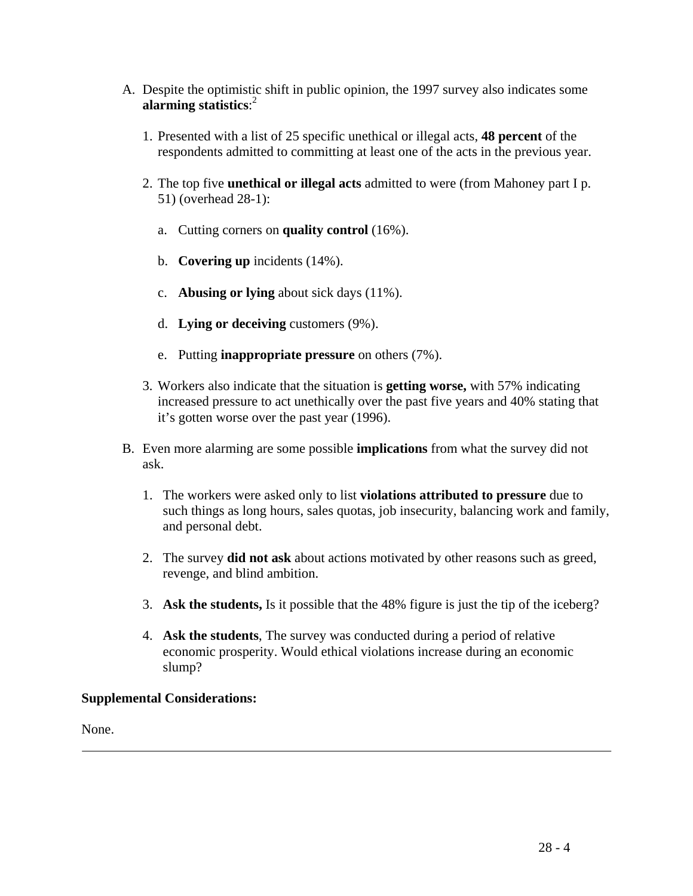A. Despite the optimistic shift in public opinion, the 1997 survey also indicates some **alarming statistics**:[2]

   1. Presented with a list of 25 specific unethical or illegal acts, **48 percent** of the respondents admitted to committing at least one of the acts in the previous year.

   2. The top five **unethical or illegal acts** admitted to were (from Mahoney part I p. 51) (overhead 28-1):

      a. Cutting corners on **quality control** (16%).

      b. **Covering up** incidents (14%).

      c. **Abusing or lying** about sick days (11%).

      d. **Lying or deceiving** customers (9%).

      e. Putting **inappropriate pressure** on others (7%).

   3. Workers also indicate that the situation is **getting worse,** with 57% indicating increased pressure to act unethically over the past five years and 40% stating that it's gotten worse over the past year (1996).

B. Even more alarming are some possible **implications** from what the survey did not ask.

   1. The workers were asked only to list **violations attributed to pressure** due to such things as long hours, sales quotas, job insecurity, balancing work and family, and personal debt.

   2. The survey **did not ask** about actions motivated by other reasons such as greed, revenge, and blind ambition.

   3. **Ask the students,** Is it possible that the 48% figure is just the tip of the iceberg?

   4. **Ask the students**, The survey was conducted during a period of relative economic prosperity. Would ethical violations increase during an economic slump?

**Supplemental Considerations:**

None.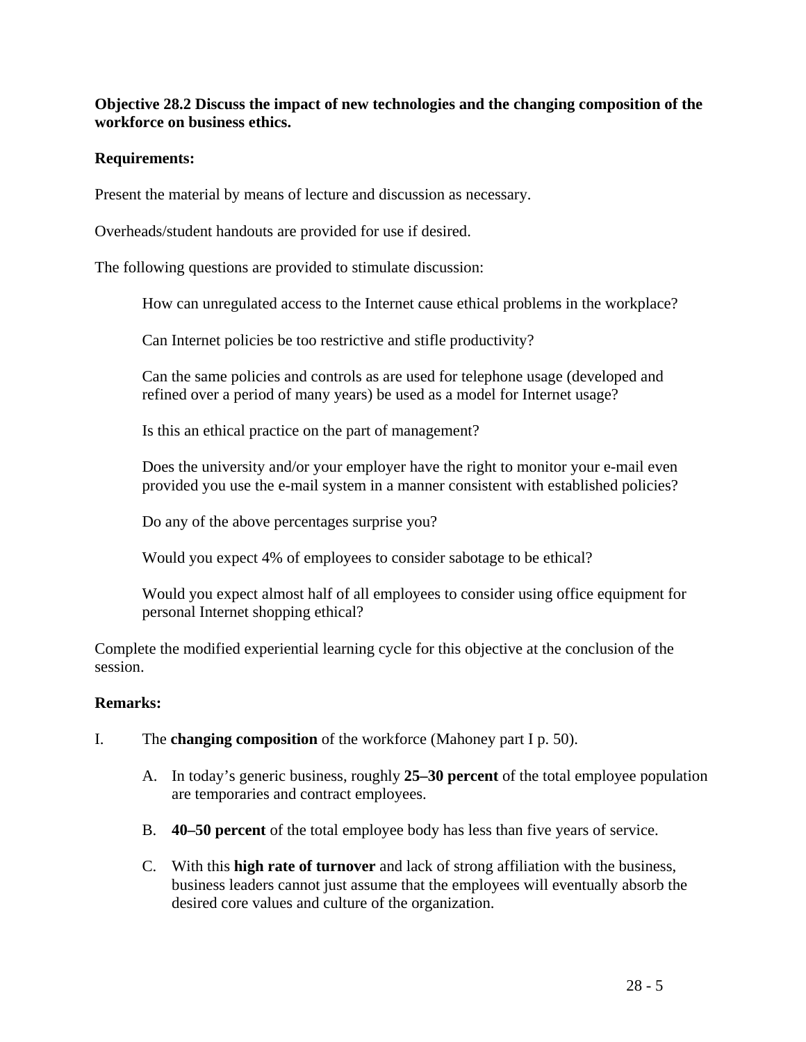**Objective 28.2 Discuss the impact of new technologies and the changing composition of the workforce on business ethics.**

**Requirements:**

Present the material by means of lecture and discussion as necessary.

Overheads/student handouts are provided for use if desired.

The following questions are provided to stimulate discussion:

> How can unregulated access to the Internet cause ethical problems in the workplace?
>
> Can Internet policies be too restrictive and stifle productivity?
>
> Can the same policies and controls as are used for telephone usage (developed and refined over a period of many years) be used as a model for Internet usage?
>
> Is this an ethical practice on the part of management?
>
> Does the university and/or your employer have the right to monitor your e-mail even provided you use the e-mail system in a manner consistent with established policies?
>
> Do any of the above percentages surprise you?
>
> Would you expect 4% of employees to consider sabotage to be ethical?
>
> Would you expect almost half of all employees to consider using office equipment for personal Internet shopping ethical?

Complete the modified experiential learning cycle for this objective at the conclusion of the session.

**Remarks:**

I. The **changing composition** of the workforce (Mahoney part I p. 50).

   A. In today's generic business, roughly **25–30 percent** of the total employee population are temporaries and contract employees.

   B. **40–50 percent** of the total employee body has less than five years of service.

   C. With this **high rate of turnover** and lack of strong affiliation with the business, business leaders cannot just assume that the employees will eventually absorb the desired core values and culture of the organization.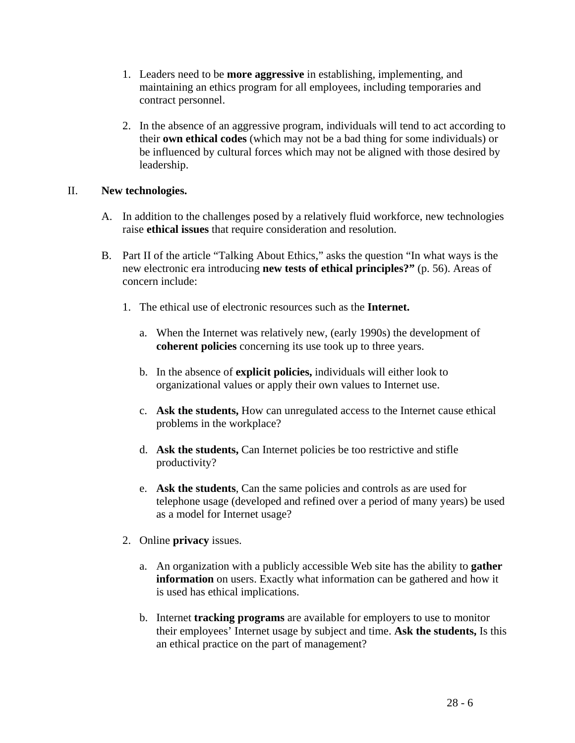1. Leaders need to be **more aggressive** in establishing, implementing, and maintaining an ethics program for all employees, including temporaries and contract personnel.

2. In the absence of an aggressive program, individuals will tend to act according to their **own ethical codes** (which may not be a bad thing for some individuals) or be influenced by cultural forces which may not be aligned with those desired by leadership.

II. **New technologies.**

A. In addition to the challenges posed by a relatively fluid workforce, new technologies raise **ethical issues** that require consideration and resolution.

B. Part II of the article "Talking About Ethics," asks the question "In what ways is the new electronic era introducing **new tests of ethical principles?"** (p. 56). Areas of concern include:

1. The ethical use of electronic resources such as the **Internet.**

   a. When the Internet was relatively new, (early 1990s) the development of **coherent policies** concerning its use took up to three years.

   b. In the absence of **explicit policies,** individuals will either look to organizational values or apply their own values to Internet use.

   c. **Ask the students,** How can unregulated access to the Internet cause ethical problems in the workplace?

   d. **Ask the students,** Can Internet policies be too restrictive and stifle productivity?

   e. **Ask the students**, Can the same policies and controls as are used for telephone usage (developed and refined over a period of many years) be used as a model for Internet usage?

2. Online **privacy** issues.

   a. An organization with a publicly accessible Web site has the ability to **gather information** on users. Exactly what information can be gathered and how it is used has ethical implications.

   b. Internet **tracking programs** are available for employers to use to monitor their employees' Internet usage by subject and time. **Ask the students,** Is this an ethical practice on the part of management?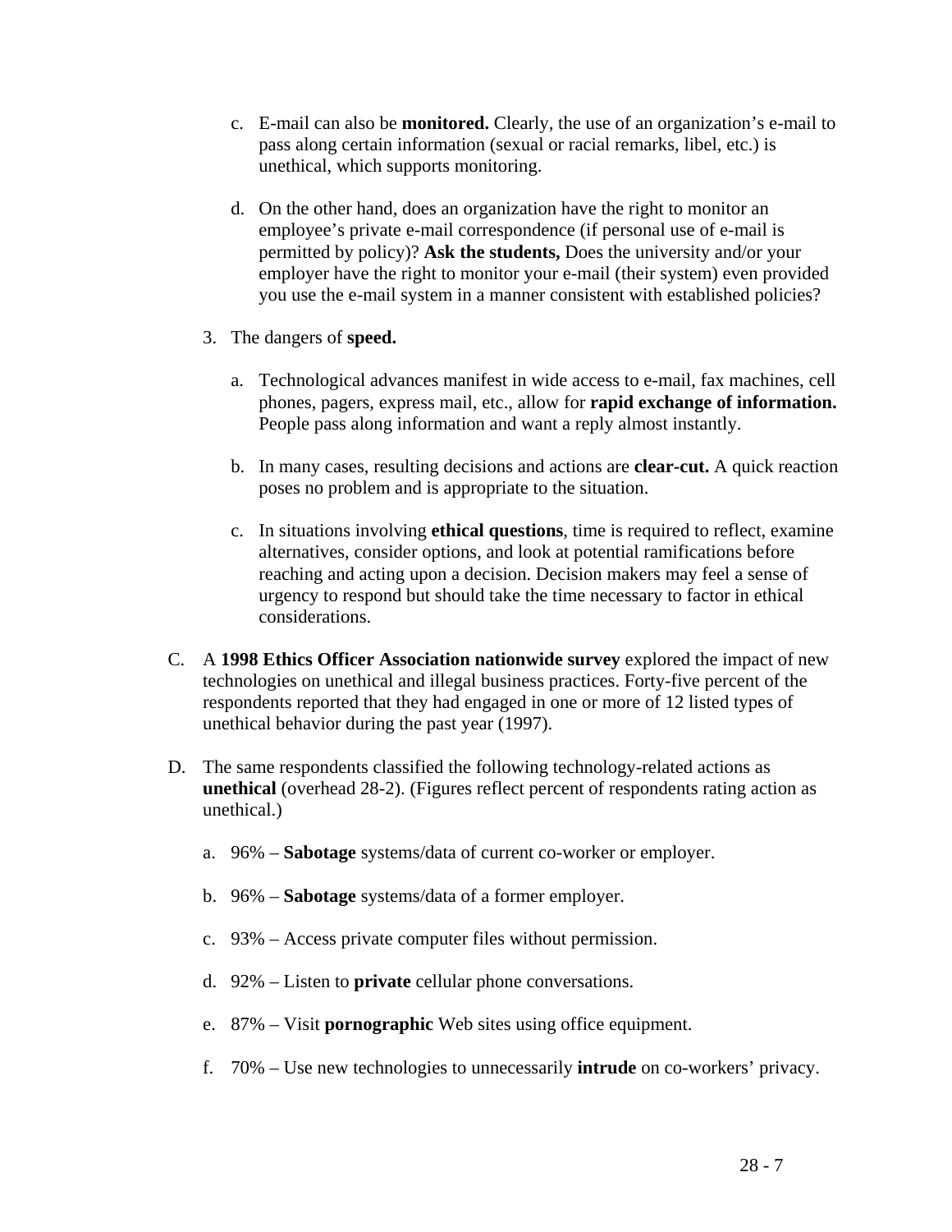c. E-mail can also be **monitored.** Clearly, the use of an organization's e-mail to pass along certain information (sexual or racial remarks, libel, etc.) is unethical, which supports monitoring.

d. On the other hand, does an organization have the right to monitor an employee's private e-mail correspondence (if personal use of e-mail is permitted by policy)? **Ask the students,** Does the university and/or your employer have the right to monitor your e-mail (their system) even provided you use the e-mail system in a manner consistent with established policies?

3. The dangers of **speed.**

   a. Technological advances manifest in wide access to e-mail, fax machines, cell phones, pagers, express mail, etc., allow for **rapid exchange of information.** People pass along information and want a reply almost instantly.

   b. In many cases, resulting decisions and actions are **clear-cut.** A quick reaction poses no problem and is appropriate to the situation.

   c. In situations involving **ethical questions**, time is required to reflect, examine alternatives, consider options, and look at potential ramifications before reaching and acting upon a decision. Decision makers may feel a sense of urgency to respond but should take the time necessary to factor in ethical considerations.

C. A **1998 Ethics Officer Association nationwide survey** explored the impact of new technologies on unethical and illegal business practices. Forty-five percent of the respondents reported that they had engaged in one or more of 12 listed types of unethical behavior during the past year (1997).

D. The same respondents classified the following technology-related actions as **unethical** (overhead 28-2). (Figures reflect percent of respondents rating action as unethical.)

   a. 96% – **Sabotage** systems/data of current co-worker or employer.

   b. 96% – **Sabotage** systems/data of a former employer.

   c. 93% – Access private computer files without permission.

   d. 92% – Listen to **private** cellular phone conversations.

   e. 87% – Visit **pornographic** Web sites using office equipment.

   f. 70% – Use new technologies to unnecessarily **intrude** on co-workers' privacy.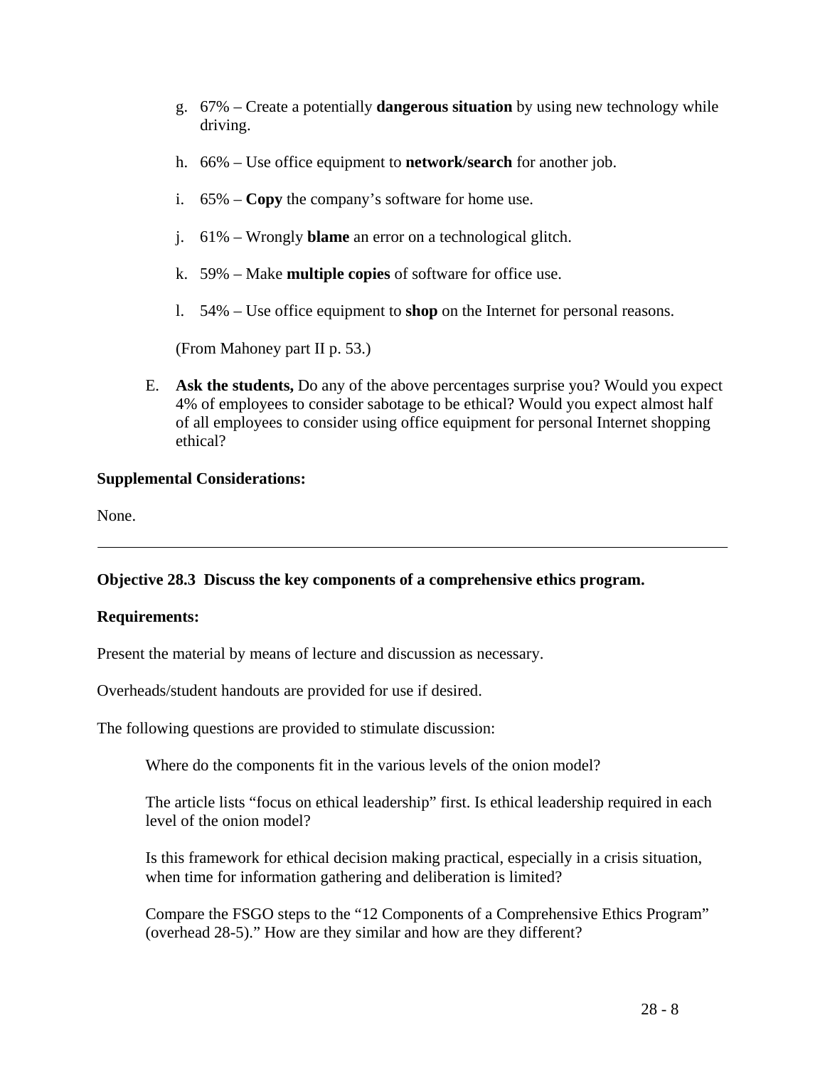g. 67% – Create a potentially **dangerous situation** by using new technology while driving.

h. 66% – Use office equipment to **network/search** for another job.

i. 65% – **Copy** the company's software for home use.

j. 61% – Wrongly **blame** an error on a technological glitch.

k. 59% – Make **multiple copies** of software for office use.

l. 54% – Use office equipment to **shop** on the Internet for personal reasons.

(From Mahoney part II p. 53.)

E. **Ask the students,** Do any of the above percentages surprise you? Would you expect 4% of employees to consider sabotage to be ethical? Would you expect almost half of all employees to consider using office equipment for personal Internet shopping ethical?

**Supplemental Considerations:**

None.

---

**Objective 28.3 Discuss the key components of a comprehensive ethics program.**

**Requirements:**

Present the material by means of lecture and discussion as necessary.

Overheads/student handouts are provided for use if desired.

The following questions are provided to stimulate discussion:

Where do the components fit in the various levels of the onion model?

The article lists "focus on ethical leadership" first. Is ethical leadership required in each level of the onion model?

Is this framework for ethical decision making practical, especially in a crisis situation, when time for information gathering and deliberation is limited?

Compare the FSGO steps to the "12 Components of a Comprehensive Ethics Program" (overhead 28-5)." How are they similar and how are they different?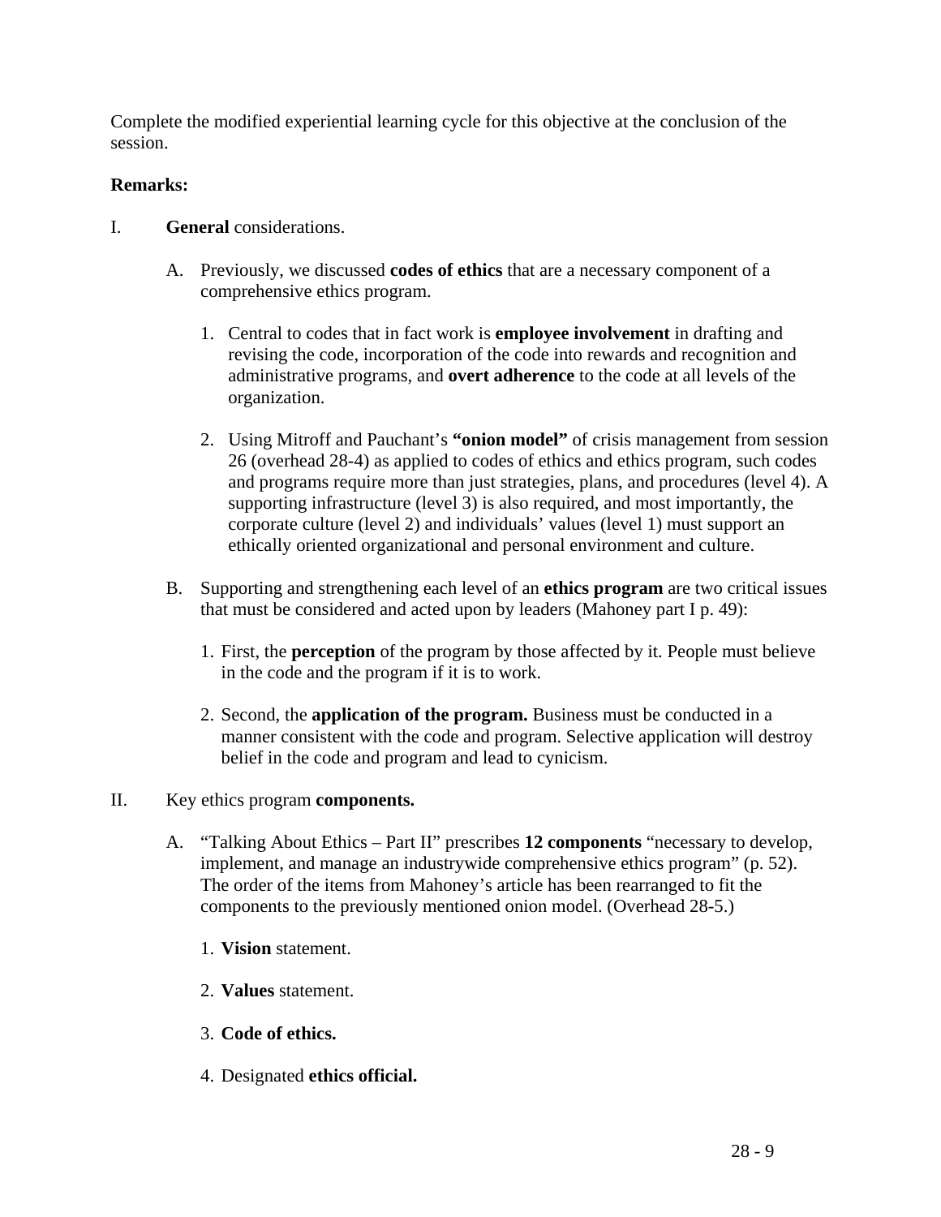Complete the modified experiential learning cycle for this objective at the conclusion of the session.

**Remarks:**

I. **General** considerations.

   A. Previously, we discussed **codes of ethics** that are a necessary component of a comprehensive ethics program.

      1. Central to codes that in fact work is **employee involvement** in drafting and revising the code, incorporation of the code into rewards and recognition and administrative programs, and **overt adherence** to the code at all levels of the organization.

      2. Using Mitroff and Pauchant's **"onion model"** of crisis management from session 26 (overhead 28-4) as applied to codes of ethics and ethics program, such codes and programs require more than just strategies, plans, and procedures (level 4). A supporting infrastructure (level 3) is also required, and most importantly, the corporate culture (level 2) and individuals' values (level 1) must support an ethically oriented organizational and personal environment and culture.

   B. Supporting and strengthening each level of an **ethics program** are two critical issues that must be considered and acted upon by leaders (Mahoney part I p. 49):

      1. First, the **perception** of the program by those affected by it. People must believe in the code and the program if it is to work.

      2. Second, the **application of the program.** Business must be conducted in a manner consistent with the code and program. Selective application will destroy belief in the code and program and lead to cynicism.

II. Key ethics program **components.**

   A. "Talking About Ethics – Part II" prescribes **12 components** "necessary to develop, implement, and manage an industrywide comprehensive ethics program" (p. 52). The order of the items from Mahoney's article has been rearranged to fit the components to the previously mentioned onion model. (Overhead 28-5.)

      1. **Vision** statement.

      2. **Values** statement.

      3. **Code of ethics.**

      4. Designated **ethics official.**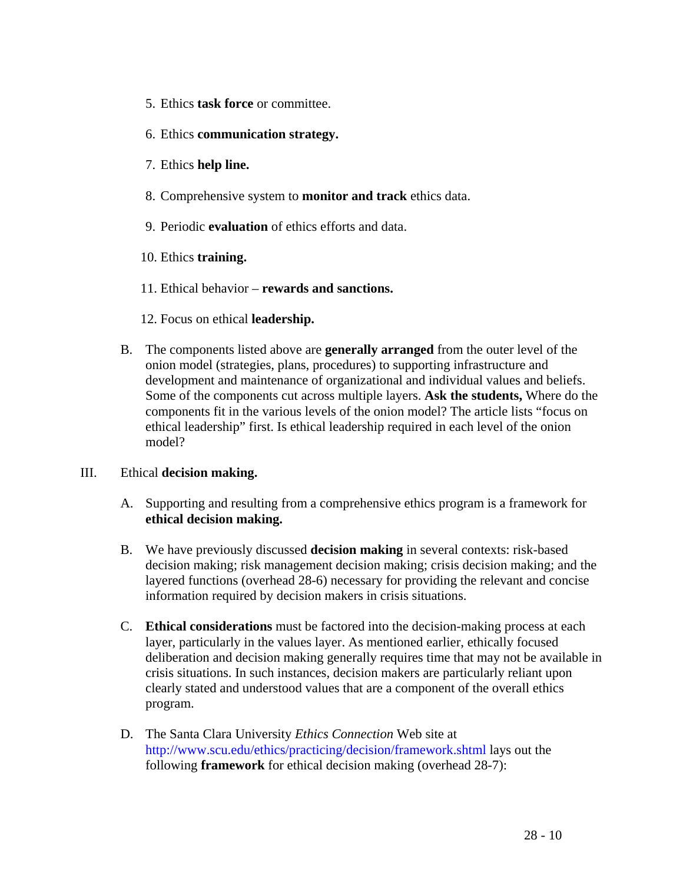5. Ethics **task force** or committee.

6. Ethics **communication strategy.**

7. Ethics **help line.**

8. Comprehensive system to **monitor and track** ethics data.

9. Periodic **evaluation** of ethics efforts and data.

10. Ethics **training.**

11. Ethical behavior – **rewards and sanctions.**

12. Focus on ethical **leadership.**

B. The components listed above are **generally arranged** from the outer level of the onion model (strategies, plans, procedures) to supporting infrastructure and development and maintenance of organizational and individual values and beliefs. Some of the components cut across multiple layers. **Ask the students,** Where do the components fit in the various levels of the onion model? The article lists "focus on ethical leadership" first. Is ethical leadership required in each level of the onion model?

III. Ethical **decision making.**

A. Supporting and resulting from a comprehensive ethics program is a framework for **ethical decision making.**

B. We have previously discussed **decision making** in several contexts: risk-based decision making; risk management decision making; crisis decision making; and the layered functions (overhead 28-6) necessary for providing the relevant and concise information required by decision makers in crisis situations.

C. **Ethical considerations** must be factored into the decision-making process at each layer, particularly in the values layer. As mentioned earlier, ethically focused deliberation and decision making generally requires time that may not be available in crisis situations. In such instances, decision makers are particularly reliant upon clearly stated and understood values that are a component of the overall ethics program.

D. The Santa Clara University *Ethics Connection* Web site at http://www.scu.edu/ethics/practicing/decision/framework.shtml lays out the following **framework** for ethical decision making (overhead 28-7):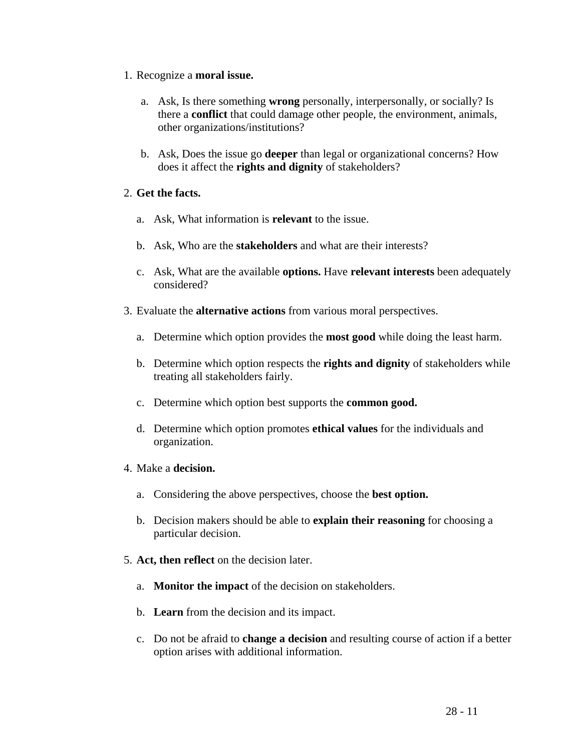1. Recognize a **moral issue.**

    a. Ask, Is there something **wrong** personally, interpersonally, or socially? Is there a **conflict** that could damage other people, the environment, animals, other organizations/institutions?

    b. Ask, Does the issue go **deeper** than legal or organizational concerns? How does it affect the **rights and dignity** of stakeholders?

2. **Get the facts.**

    a. Ask, What information is **relevant** to the issue.

    b. Ask, Who are the **stakeholders** and what are their interests?

    c. Ask, What are the available **options.** Have **relevant interests** been adequately considered?

3. Evaluate the **alternative actions** from various moral perspectives.

    a. Determine which option provides the **most good** while doing the least harm.

    b. Determine which option respects the **rights and dignity** of stakeholders while treating all stakeholders fairly.

    c. Determine which option best supports the **common good.**

    d. Determine which option promotes **ethical values** for the individuals and organization.

4. Make a **decision.**

    a. Considering the above perspectives, choose the **best option.**

    b. Decision makers should be able to **explain their reasoning** for choosing a particular decision.

5. **Act, then reflect** on the decision later.

    a. **Monitor the impact** of the decision on stakeholders.

    b. **Learn** from the decision and its impact.

    c. Do not be afraid to **change a decision** and resulting course of action if a better option arises with additional information.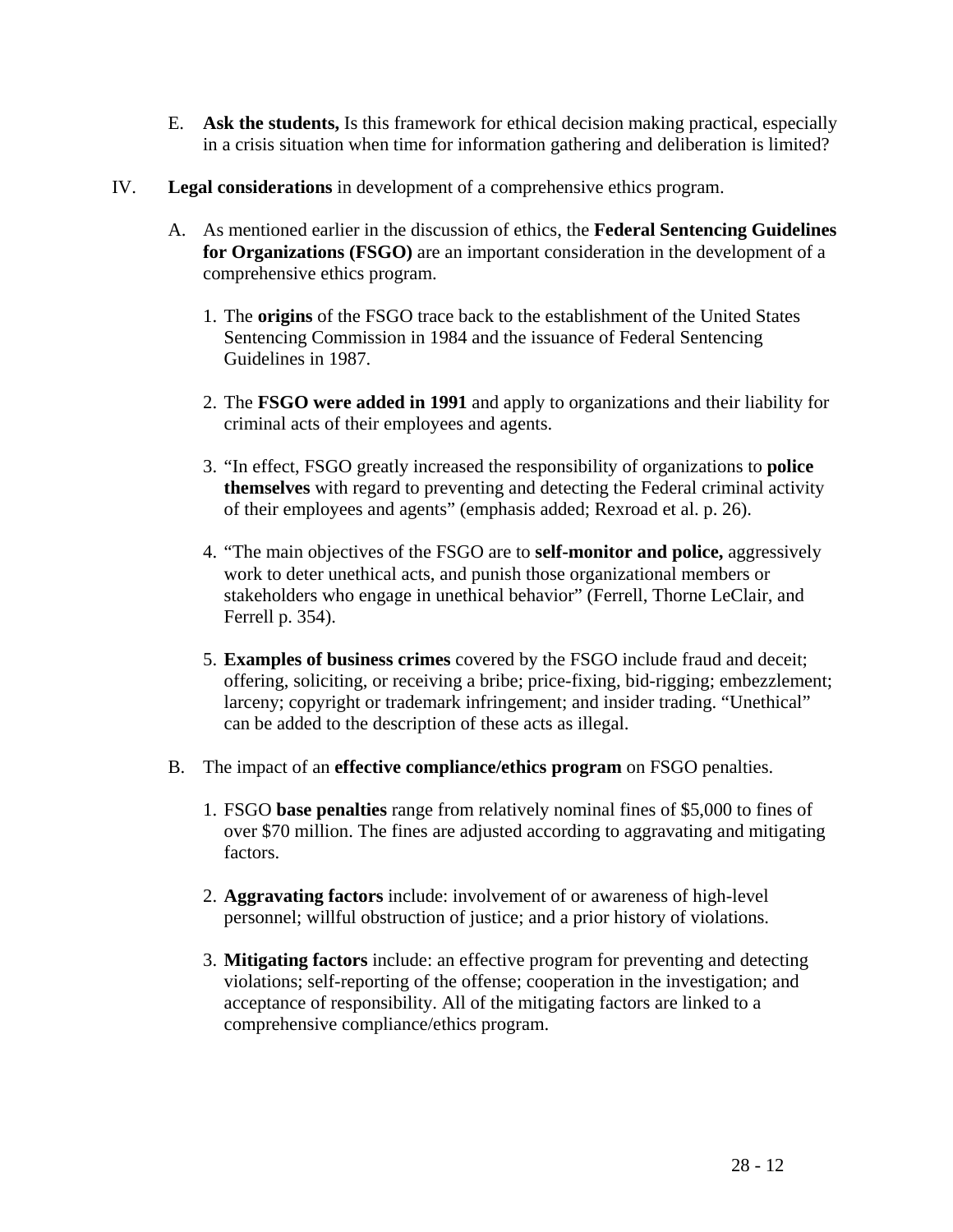E. **Ask the students,** Is this framework for ethical decision making practical, especially in a crisis situation when time for information gathering and deliberation is limited?

IV. **Legal considerations** in development of a comprehensive ethics program.

A. As mentioned earlier in the discussion of ethics, the **Federal Sentencing Guidelines for Organizations (FSGO)** are an important consideration in the development of a comprehensive ethics program.

1. The **origins** of the FSGO trace back to the establishment of the United States Sentencing Commission in 1984 and the issuance of Federal Sentencing Guidelines in 1987.

2. The **FSGO were added in 1991** and apply to organizations and their liability for criminal acts of their employees and agents.

3. "In effect, FSGO greatly increased the responsibility of organizations to **police themselves** with regard to preventing and detecting the Federal criminal activity of their employees and agents" (emphasis added; Rexroad et al. p. 26).

4. "The main objectives of the FSGO are to **self-monitor and police,** aggressively work to deter unethical acts, and punish those organizational members or stakeholders who engage in unethical behavior" (Ferrell, Thorne LeClair, and Ferrell p. 354).

5. **Examples of business crimes** covered by the FSGO include fraud and deceit; offering, soliciting, or receiving a bribe; price-fixing, bid-rigging; embezzlement; larceny; copyright or trademark infringement; and insider trading. "Unethical" can be added to the description of these acts as illegal.

B. The impact of an **effective compliance/ethics program** on FSGO penalties.

1. FSGO **base penalties** range from relatively nominal fines of $5,000 to fines of over $70 million. The fines are adjusted according to aggravating and mitigating factors.

2. **Aggravating factors** include: involvement of or awareness of high-level personnel; willful obstruction of justice; and a prior history of violations.

3. **Mitigating factors** include: an effective program for preventing and detecting violations; self-reporting of the offense; cooperation in the investigation; and acceptance of responsibility. All of the mitigating factors are linked to a comprehensive compliance/ethics program.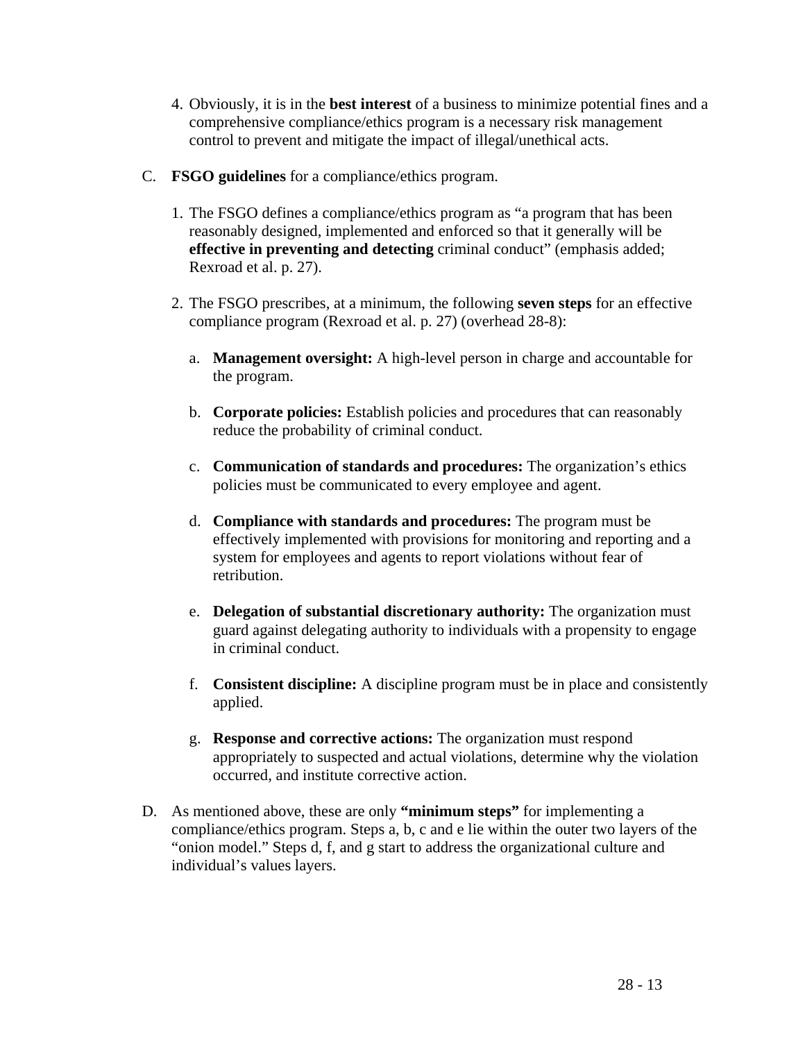4. Obviously, it is in the **best interest** of a business to minimize potential fines and a comprehensive compliance/ethics program is a necessary risk management control to prevent and mitigate the impact of illegal/unethical acts.

C. **FSGO guidelines** for a compliance/ethics program.

1. The FSGO defines a compliance/ethics program as "a program that has been reasonably designed, implemented and enforced so that it generally will be **effective in preventing and detecting** criminal conduct" (emphasis added; Rexroad et al. p. 27).

2. The FSGO prescribes, at a minimum, the following **seven steps** for an effective compliance program (Rexroad et al. p. 27) (overhead 28-8):

   a. **Management oversight:** A high-level person in charge and accountable for the program.

   b. **Corporate policies:** Establish policies and procedures that can reasonably reduce the probability of criminal conduct.

   c. **Communication of standards and procedures:** The organization's ethics policies must be communicated to every employee and agent.

   d. **Compliance with standards and procedures:** The program must be effectively implemented with provisions for monitoring and reporting and a system for employees and agents to report violations without fear of retribution.

   e. **Delegation of substantial discretionary authority:** The organization must guard against delegating authority to individuals with a propensity to engage in criminal conduct.

   f. **Consistent discipline:** A discipline program must be in place and consistently applied.

   g. **Response and corrective actions:** The organization must respond appropriately to suspected and actual violations, determine why the violation occurred, and institute corrective action.

D. As mentioned above, these are only **"minimum steps"** for implementing a compliance/ethics program. Steps a, b, c and e lie within the outer two layers of the "onion model." Steps d, f, and g start to address the organizational culture and individual's values layers.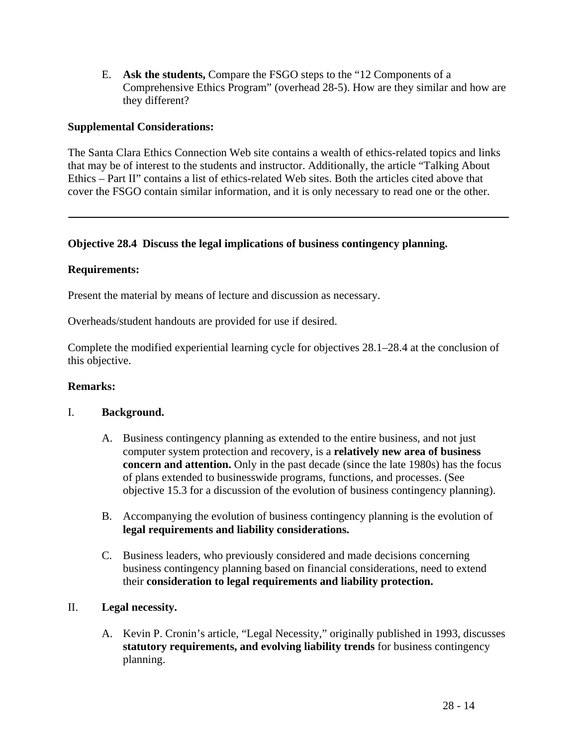E. **Ask the students,** Compare the FSGO steps to the "12 Components of a Comprehensive Ethics Program" (overhead 28-5). How are they similar and how are they different?

**Supplemental Considerations:**

The Santa Clara Ethics Connection Web site contains a wealth of ethics-related topics and links that may be of interest to the students and instructor. Additionally, the article "Talking About Ethics – Part II" contains a list of ethics-related Web sites. Both the articles cited above that cover the FSGO contain similar information, and it is only necessary to read one or the other.

---

**Objective 28.4 Discuss the legal implications of business contingency planning.**

**Requirements:**

Present the material by means of lecture and discussion as necessary.

Overheads/student handouts are provided for use if desired.

Complete the modified experiential learning cycle for objectives 28.1–28.4 at the conclusion of this objective.

**Remarks:**

I. **Background.**

   A. Business contingency planning as extended to the entire business, and not just computer system protection and recovery, is a **relatively new area of business concern and attention.** Only in the past decade (since the late 1980s) has the focus of plans extended to businesswide programs, functions, and processes. (See objective 15.3 for a discussion of the evolution of business contingency planning).

   B. Accompanying the evolution of business contingency planning is the evolution of **legal requirements and liability considerations.**

   C. Business leaders, who previously considered and made decisions concerning business contingency planning based on financial considerations, need to extend their **consideration to legal requirements and liability protection.**

II. **Legal necessity.**

   A. Kevin P. Cronin's article, "Legal Necessity," originally published in 1993, discusses **statutory requirements, and evolving liability trends** for business contingency planning.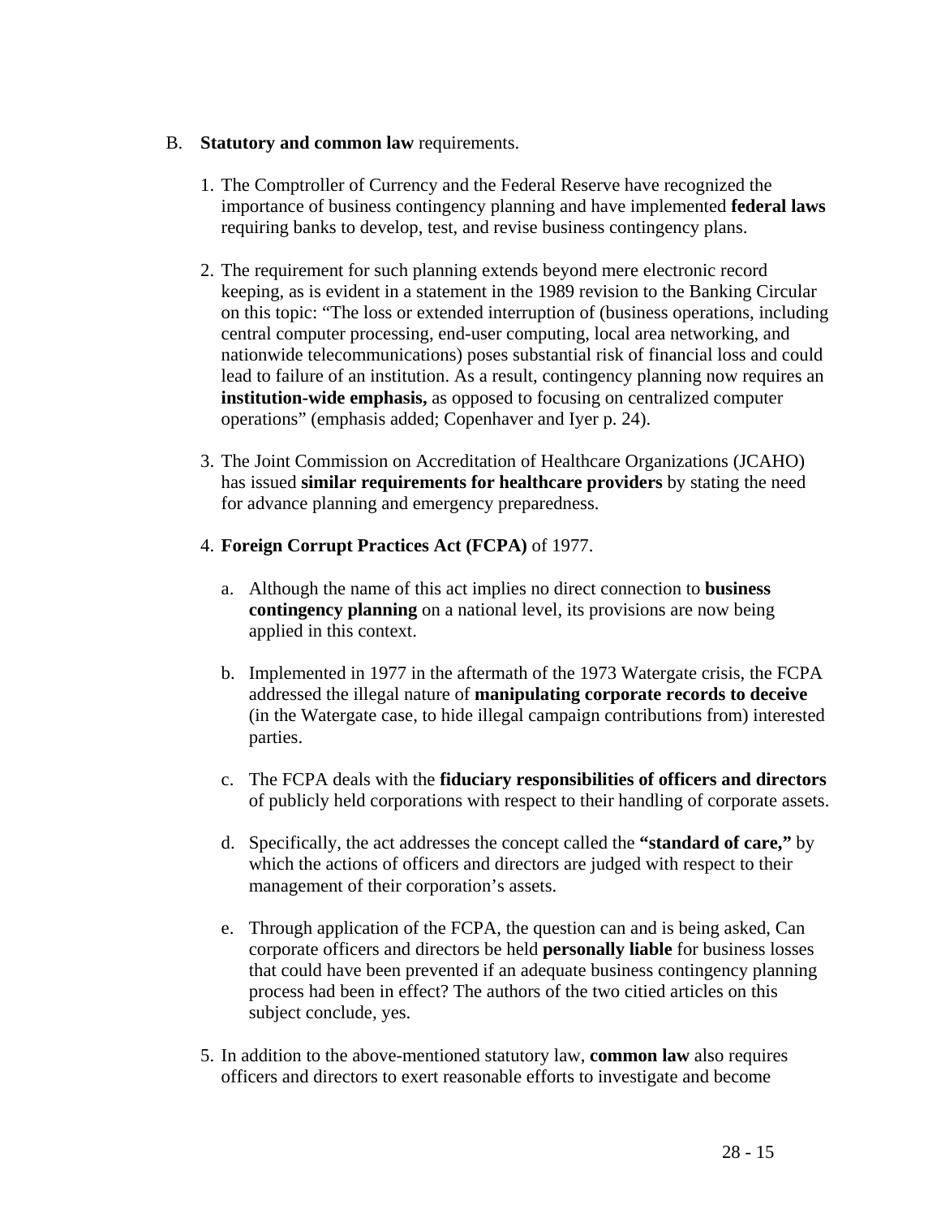B. **Statutory and common law** requirements.

1. The Comptroller of Currency and the Federal Reserve have recognized the importance of business contingency planning and have implemented **federal laws** requiring banks to develop, test, and revise business contingency plans.

2. The requirement for such planning extends beyond mere electronic record keeping, as is evident in a statement in the 1989 revision to the Banking Circular on this topic: "The loss or extended interruption of (business operations, including central computer processing, end-user computing, local area networking, and nationwide telecommunications) poses substantial risk of financial loss and could lead to failure of an institution. As a result, contingency planning now requires an **institution-wide emphasis,** as opposed to focusing on centralized computer operations" (emphasis added; Copenhaver and Iyer p. 24).

3. The Joint Commission on Accreditation of Healthcare Organizations (JCAHO) has issued **similar requirements for healthcare providers** by stating the need for advance planning and emergency preparedness.

4. **Foreign Corrupt Practices Act (FCPA)** of 1977.

   a. Although the name of this act implies no direct connection to **business contingency planning** on a national level, its provisions are now being applied in this context.

   b. Implemented in 1977 in the aftermath of the 1973 Watergate crisis, the FCPA addressed the illegal nature of **manipulating corporate records to deceive** (in the Watergate case, to hide illegal campaign contributions from) interested parties.

   c. The FCPA deals with the **fiduciary responsibilities of officers and directors** of publicly held corporations with respect to their handling of corporate assets.

   d. Specifically, the act addresses the concept called the **"standard of care,"** by which the actions of officers and directors are judged with respect to their management of their corporation's assets.

   e. Through application of the FCPA, the question can and is being asked, Can corporate officers and directors be held **personally liable** for business losses that could have been prevented if an adequate business contingency planning process had been in effect? The authors of the two citied articles on this subject conclude, yes.

5. In addition to the above-mentioned statutory law, **common law** also requires officers and directors to exert reasonable efforts to investigate and become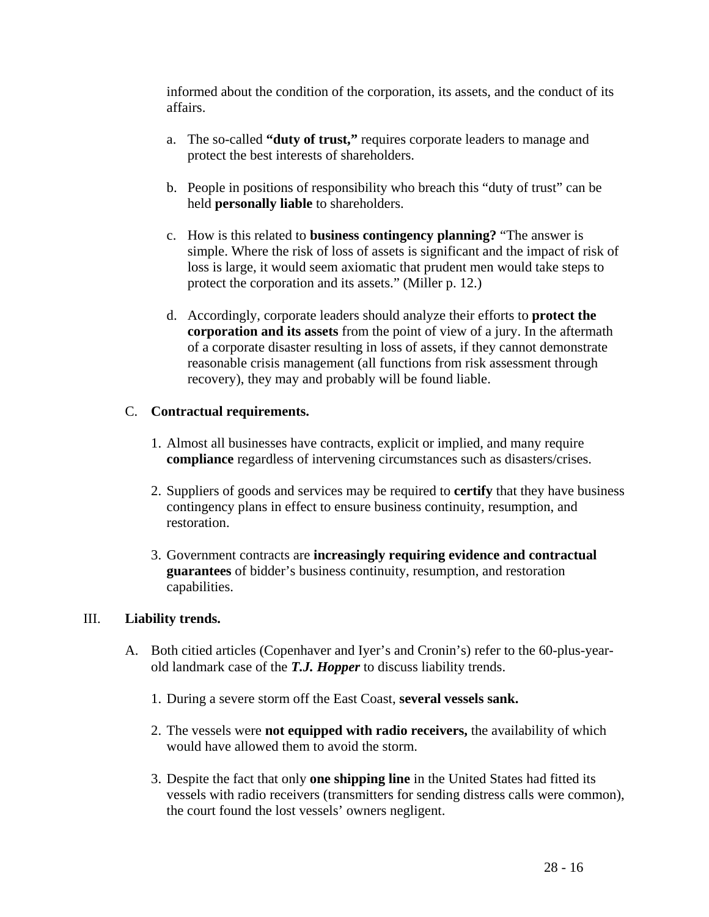informed about the condition of the corporation, its assets, and the conduct of its affairs.

a. The so-called **"duty of trust,"** requires corporate leaders to manage and protect the best interests of shareholders.

b. People in positions of responsibility who breach this "duty of trust" can be held **personally liable** to shareholders.

c. How is this related to **business contingency planning?** "The answer is simple. Where the risk of loss of assets is significant and the impact of risk of loss is large, it would seem axiomatic that prudent men would take steps to protect the corporation and its assets." (Miller p. 12.)

d. Accordingly, corporate leaders should analyze their efforts to **protect the corporation and its assets** from the point of view of a jury. In the aftermath of a corporate disaster resulting in loss of assets, if they cannot demonstrate reasonable crisis management (all functions from risk assessment through recovery), they may and probably will be found liable.

C. **Contractual requirements.**

1. Almost all businesses have contracts, explicit or implied, and many require **compliance** regardless of intervening circumstances such as disasters/crises.

2. Suppliers of goods and services may be required to **certify** that they have business contingency plans in effect to ensure business continuity, resumption, and restoration.

3. Government contracts are **increasingly requiring evidence and contractual guarantees** of bidder's business continuity, resumption, and restoration capabilities.

III. **Liability trends.**

A. Both citied articles (Copenhaver and Iyer's and Cronin's) refer to the 60-plus-year-old landmark case of the ***T.J. Hopper*** to discuss liability trends.

1. During a severe storm off the East Coast, **several vessels sank.**

2. The vessels were **not equipped with radio receivers,** the availability of which would have allowed them to avoid the storm.

3. Despite the fact that only **one shipping line** in the United States had fitted its vessels with radio receivers (transmitters for sending distress calls were common), the court found the lost vessels' owners negligent.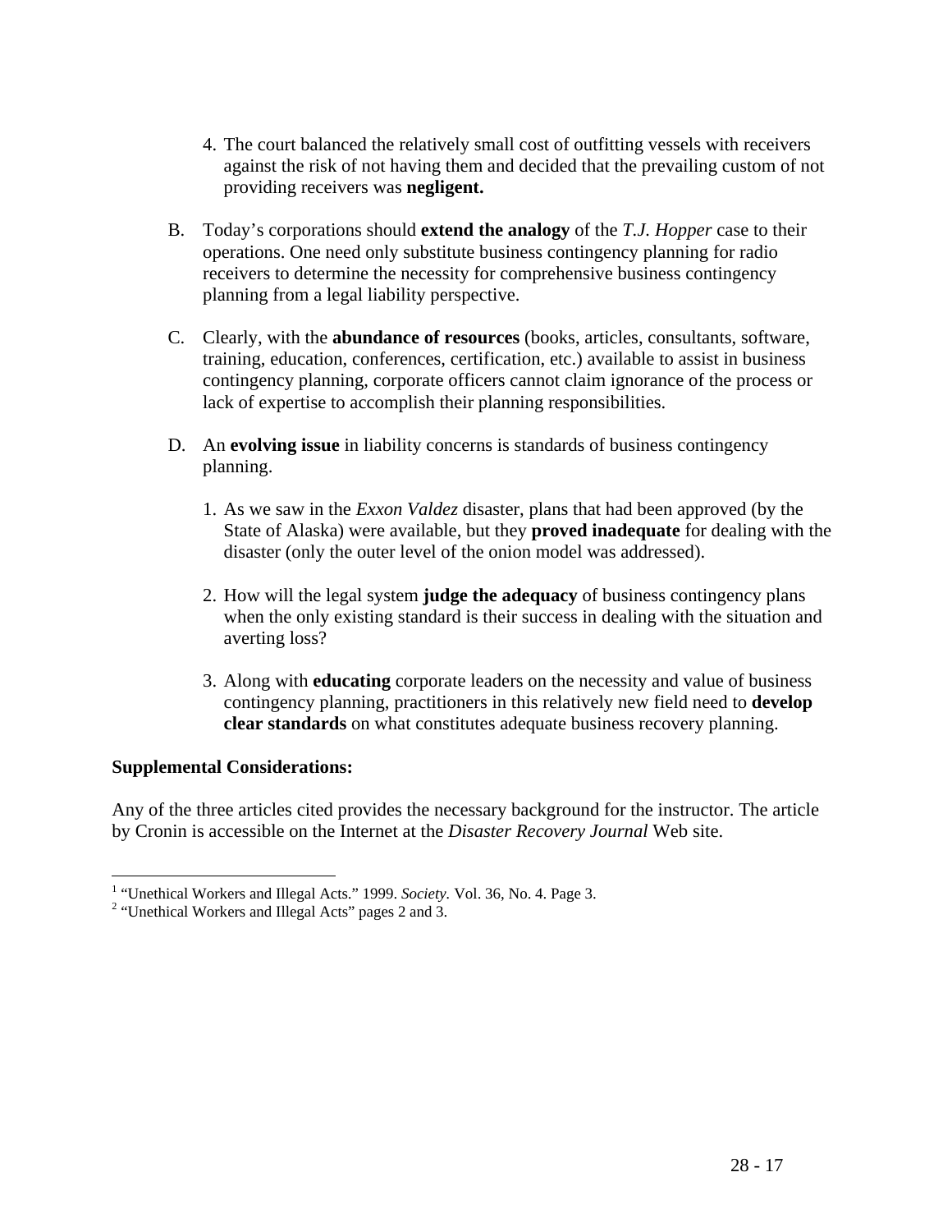4. The court balanced the relatively small cost of outfitting vessels with receivers against the risk of not having them and decided that the prevailing custom of not providing receivers was **negligent.**

B. Today's corporations should **extend the analogy** of the *T.J. Hopper* case to their operations. One need only substitute business contingency planning for radio receivers to determine the necessity for comprehensive business contingency planning from a legal liability perspective.

C. Clearly, with the **abundance of resources** (books, articles, consultants, software, training, education, conferences, certification, etc.) available to assist in business contingency planning, corporate officers cannot claim ignorance of the process or lack of expertise to accomplish their planning responsibilities.

D. An **evolving issue** in liability concerns is standards of business contingency planning.

1. As we saw in the *Exxon Valdez* disaster, plans that had been approved (by the State of Alaska) were available, but they **proved inadequate** for dealing with the disaster (only the outer level of the onion model was addressed).

2. How will the legal system **judge the adequacy** of business contingency plans when the only existing standard is their success in dealing with the situation and averting loss?

3. Along with **educating** corporate leaders on the necessity and value of business contingency planning, practitioners in this relatively new field need to **develop clear standards** on what constitutes adequate business recovery planning.

**Supplemental Considerations:**

Any of the three articles cited provides the necessary background for the instructor. The article by Cronin is accessible on the Internet at the *Disaster Recovery Journal* Web site.

---

[1] "Unethical Workers and Illegal Acts." 1999. *Society.* Vol. 36, No. 4. Page 3.
[2] "Unethical Workers and Illegal Acts" pages 2 and 3.